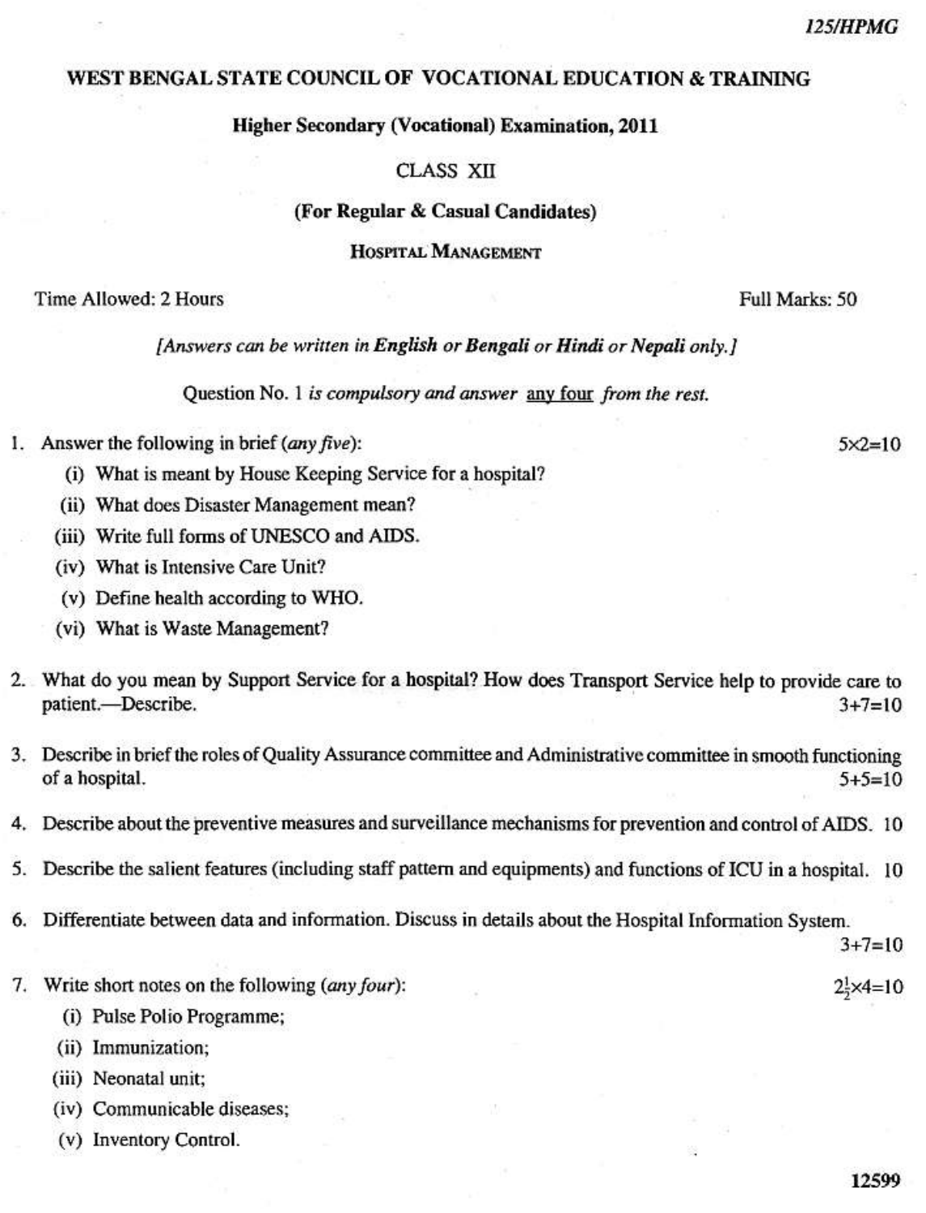125/HPMG

# WEST BENGAL STATE COUNCIL OF VOCATIONAL EDUCATION & TRAINING

## Higher Secondary (Vocational) Examination, 2011

**CLASS XII**

**(For Regular & Casual Candidates)**

**HOSPITAL MANAGEMENT**

Time Allowed: 2 Hours | Full Marks: 50

*[Answers can be written in **English** or **Bengali** or **Hindi** or **Nepali** only.]*

Question No. 1 *is compulsory and answer* any four *from the rest.*

1. Answer the following in brief (*any five*): $5 \times 2 = 10$
   - (i) What is meant by House Keeping Service for a hospital?
   - (ii) What does Disaster Management mean?
   - (iii) Write full forms of UNESCO and AIDS.
   - (iv) What is Intensive Care Unit?
   - (v) Define health according to WHO.
   - (vi) What is Waste Management?

2. What do you mean by Support Service for a hospital? How does Transport Service help to provide care to patient.—Describe. $3+7=10$

3. Describe in brief the roles of Quality Assurance committee and Administrative committee in smooth functioning of a hospital. $5+5=10$

4. Describe about the preventive measures and surveillance mechanisms for prevention and control of AIDS. 10

5. Describe the salient features (including staff pattern and equipments) and functions of ICU in a hospital. 10

6. Differentiate between data and information. Discuss in details about the Hospital Information System. $3+7=10$

7. Write short notes on the following (*any four*): $2\frac{1}{2} \times 4 = 10$
   - (i) Pulse Polio Programme;
   - (ii) Immunization;
   - (iii) Neonatal unit;
   - (iv) Communicable diseases;
   - (v) Inventory Control.

12599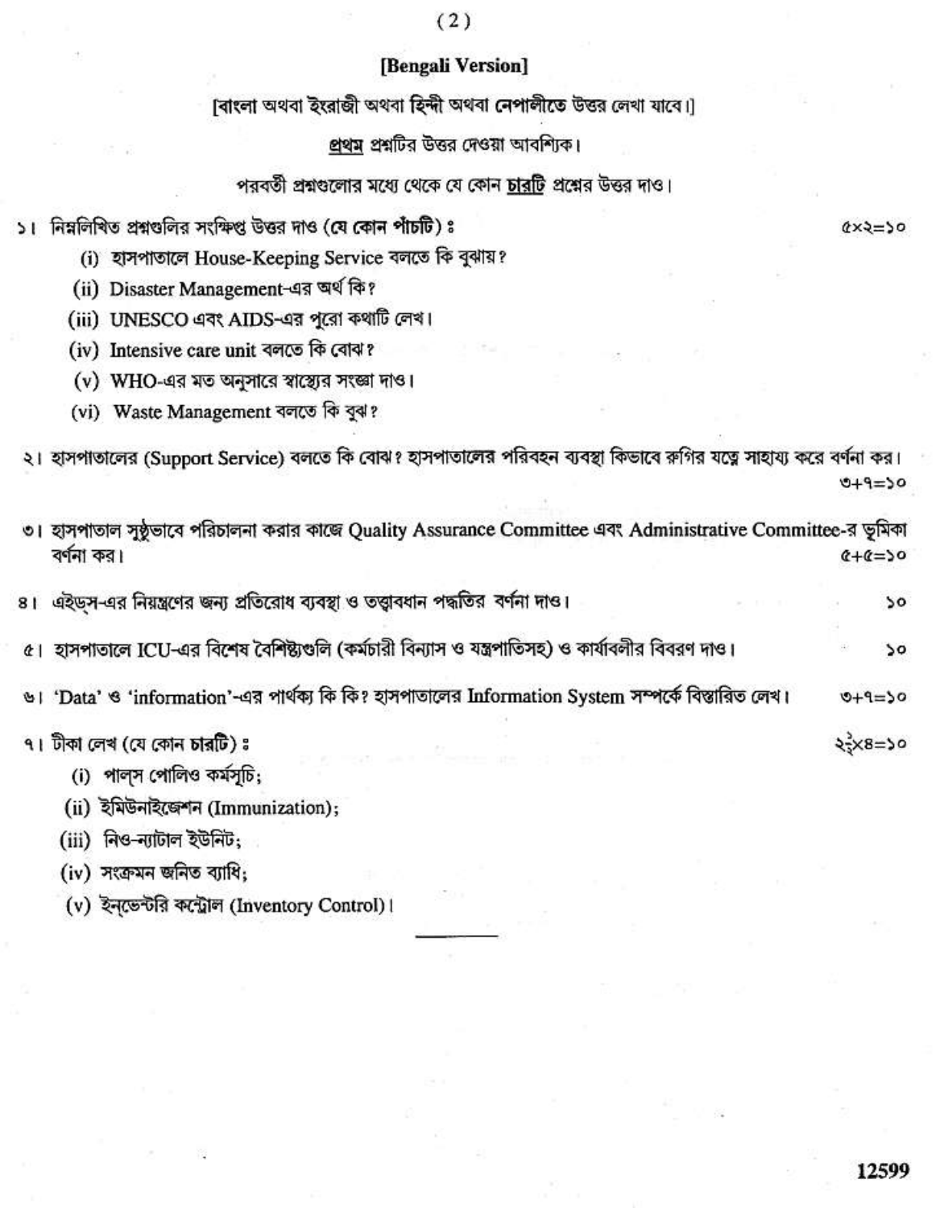## [Bengali Version]

[বাংলা অথবা ইংরাজী অথবা হিন্দী অথবা নেপালীতে উত্তর লেখা যাবে।]

<u>প্রথম</u> প্রশ্নটির উত্তর দেওয়া আবশ্যিক।

পরবর্তী প্রশ্নগুলোর মধ্যে থেকে যে কোন <u>চারটি</u> প্রশ্নের উত্তর দাও।

১। নিম্নলিখিত প্রশ্নগুলির সংক্ষিপ্ত উত্তর দাও (**যে কোন পাঁচটি**) ঃ ৫×২=১০

(i) হাসপাতালে House-Keeping Service বলতে কি বুঝায়?

(ii) Disaster Management-এর অর্থ কি?

(iii) UNESCO এবং AIDS-এর পুরো কথাটি লেখ।

(iv) Intensive care unit বলতে কি বোঝ?

(v) WHO-এর মত অনুসারে স্বাস্থ্যের সংজ্ঞা দাও।

(vi) Waste Management বলতে কি বুঝ?

২। হাসপাতালের (Support Service) বলতে কি বোঝ? হাসপাতালের পরিবহন ব্যবস্থা কিভাবে রুগির যত্নে সাহায্য করে বর্ণনা কর। ৩+৭=১০

৩। হাসপাতাল সুষ্ঠুভাবে পরিচালনা করার কাজে Quality Assurance Committee এবং Administrative Committee-র ভূমিকা বর্ণনা কর। ৫+৫=১০

৪। এইড্‌স-এর নিয়ন্ত্রণের জন্য প্রতিরোধ ব্যবস্থা ও তত্ত্বাবধান পদ্ধতির বর্ণনা দাও। ১০

৫। হাসপাতালে ICU-এর বিশেষ বৈশিষ্ট্যগুলি (কর্মচারী বিন্যাস ও যন্ত্রপাতিসহ) ও কার্যাবলীর বিবরণ দাও। ১০

৬। 'Data' ও 'information'-এর পার্থক্য কি কি? হাসপাতালের Information System সম্পর্কে বিস্তারিত লেখ। ৩+৭=১০

৭। টীকা লেখ (**যে কোন চারটি**) ঃ ২½×৪=১০

(i) পাল্‌স পোলিও কর্মসূচি;

(ii) ইমিউনাইজেশন (Immunization);

(iii) নিও-ন্যাটাল ইউনিট;

(iv) সংক্রমন জনিত ব্যাধি;

(v) ইন্‌ভেন্টরি কন্ট্রোল (Inventory Control)।

---

12599